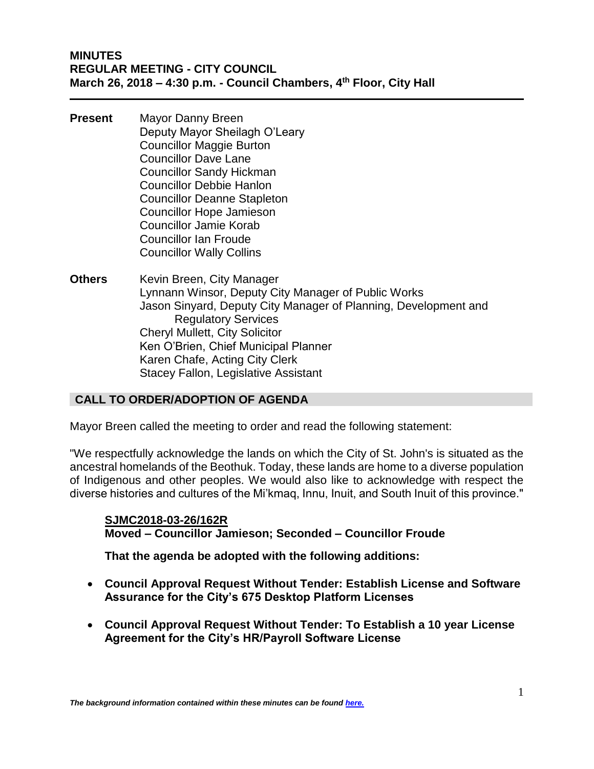# MINUTES
## REGULAR MEETING - CITY COUNCIL
### March 26, 2018 – 4:30 p.m. - Council Chambers, 4th Floor, City Hall

---

**Present**
Mayor Danny Breen
Deputy Mayor Sheilagh O'Leary
Councillor Maggie Burton
Councillor Dave Lane
Councillor Sandy Hickman
Councillor Debbie Hanlon
Councillor Deanne Stapleton
Councillor Hope Jamieson
Councillor Jamie Korab
Councillor Ian Froude
Councillor Wally Collins

**Others**
Kevin Breen, City Manager
Lynnann Winsor, Deputy City Manager of Public Works
Jason Sinyard, Deputy City Manager of Planning, Development and Regulatory Services
Cheryl Mullett, City Solicitor
Ken O'Brien, Chief Municipal Planner
Karen Chafe, Acting City Clerk
Stacey Fallon, Legislative Assistant

## CALL TO ORDER/ADOPTION OF AGENDA

Mayor Breen called the meeting to order and read the following statement:

"We respectfully acknowledge the lands on which the City of St. John's is situated as the ancestral homelands of the Beothuk. Today, these lands are home to a diverse population of Indigenous and other peoples. We would also like to acknowledge with respect the diverse histories and cultures of the Mi'kmaq, Innu, Inuit, and South Inuit of this province."

**SJMC2018-03-26/162R**
**Moved – Councillor Jamieson; Seconded – Councillor Froude**

**That the agenda be adopted with the following additions:**

- **Council Approval Request Without Tender: Establish License and Software Assurance for the City's 675 Desktop Platform Licenses**
- **Council Approval Request Without Tender: To Establish a 10 year License Agreement for the City's HR/Payroll Software License**

***The background information contained within these minutes can be found here.***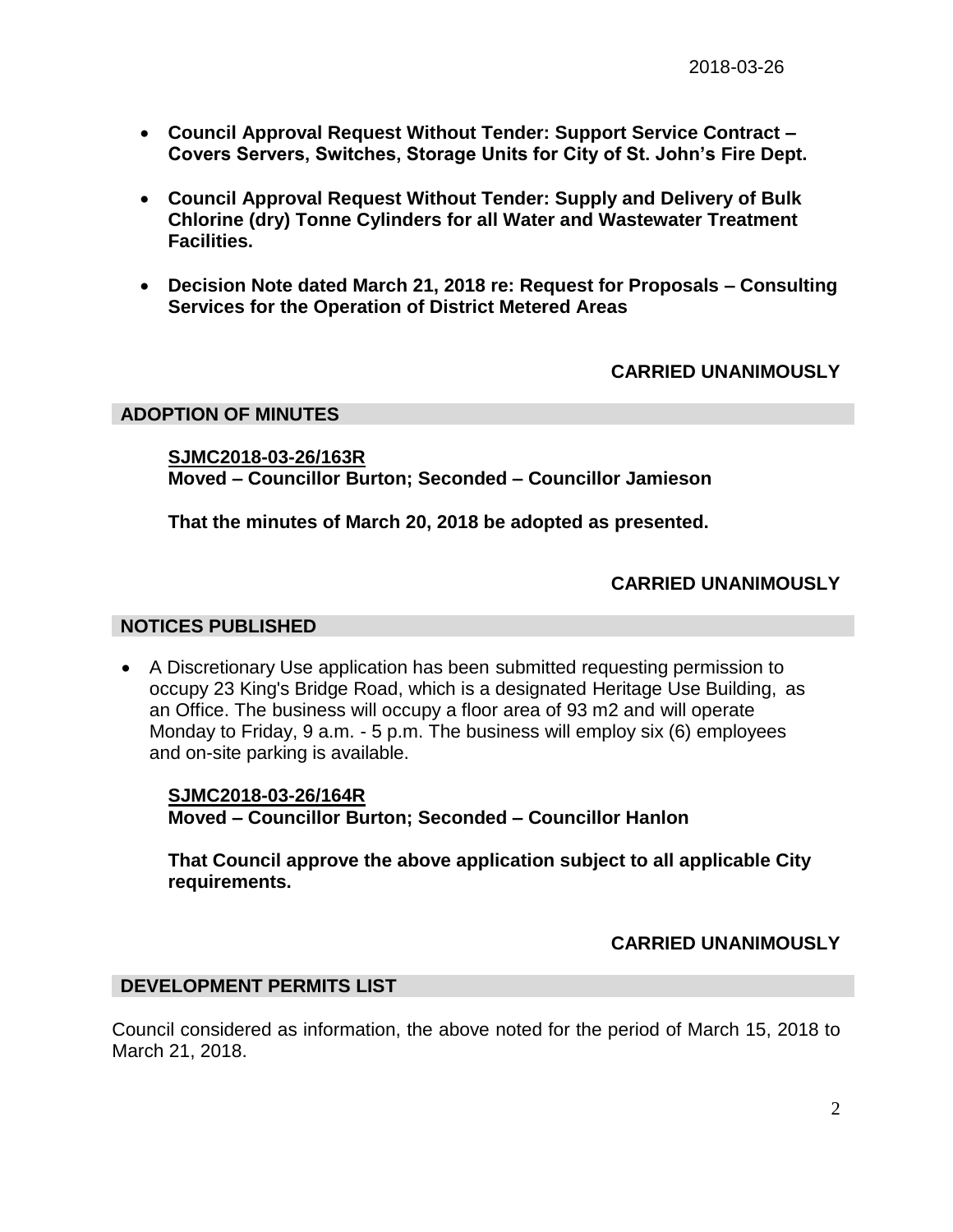- **Council Approval Request Without Tender: Support Service Contract – Covers Servers, Switches, Storage Units for City of St. John's Fire Dept.**

- **Council Approval Request Without Tender: Supply and Delivery of Bulk Chlorine (dry) Tonne Cylinders for all Water and Wastewater Treatment Facilities.**

- **Decision Note dated March 21, 2018 re: Request for Proposals – Consulting Services for the Operation of District Metered Areas**

**CARRIED UNANIMOUSLY**

## ADOPTION OF MINUTES

**SJMC2018-03-26/163R**
**Moved – Councillor Burton; Seconded – Councillor Jamieson**

**That the minutes of March 20, 2018 be adopted as presented.**

**CARRIED UNANIMOUSLY**

## NOTICES PUBLISHED

- A Discretionary Use application has been submitted requesting permission to occupy 23 King's Bridge Road, which is a designated Heritage Use Building, as an Office. The business will occupy a floor area of 93 m2 and will operate Monday to Friday, 9 a.m. - 5 p.m. The business will employ six (6) employees and on-site parking is available.

**SJMC2018-03-26/164R**
**Moved – Councillor Burton; Seconded – Councillor Hanlon**

**That Council approve the above application subject to all applicable City requirements.**

**CARRIED UNANIMOUSLY**

## DEVELOPMENT PERMITS LIST

Council considered as information, the above noted for the period of March 15, 2018 to March 21, 2018.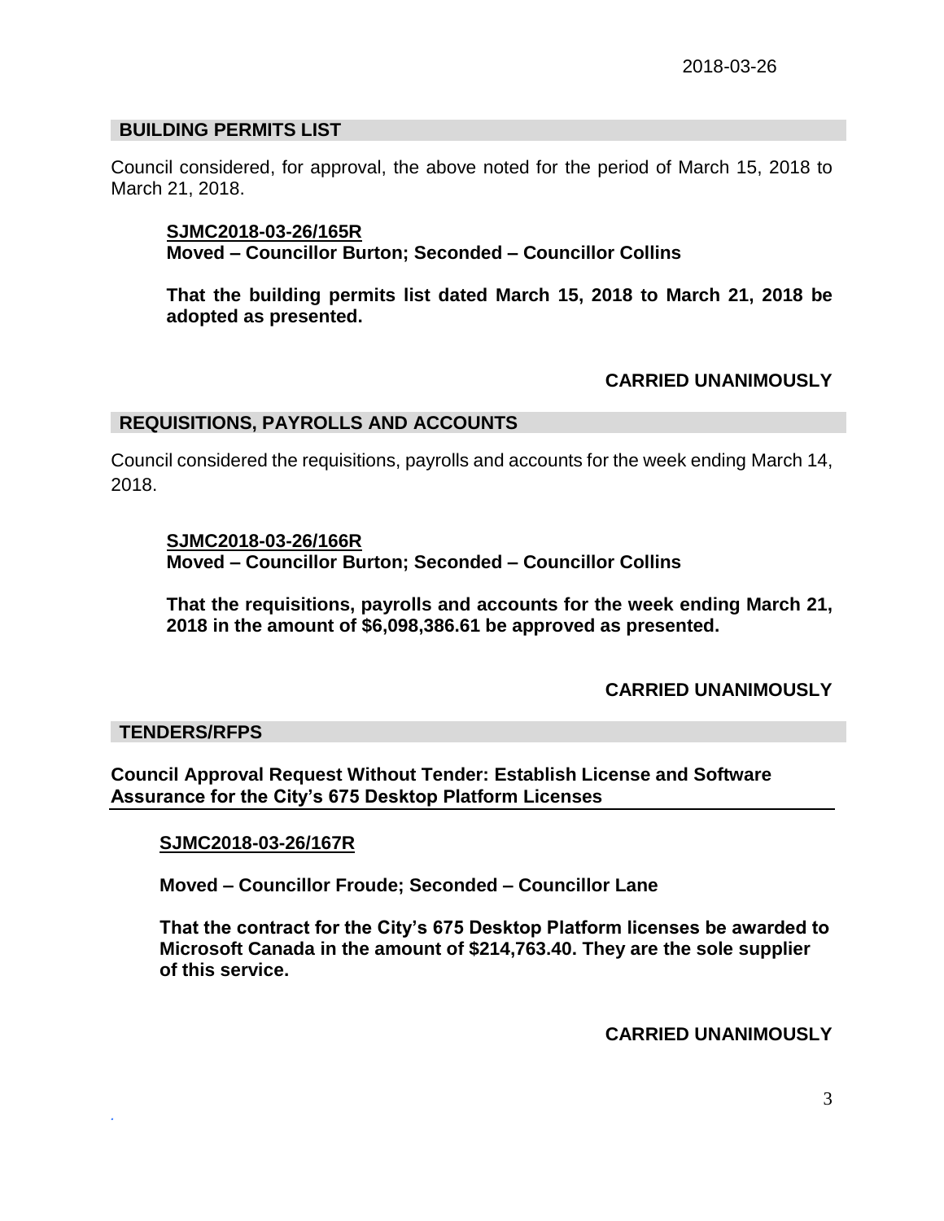## BUILDING PERMITS LIST

Council considered, for approval, the above noted for the period of March 15, 2018 to March 21, 2018.

> **SJMC2018-03-26/165R**
> **Moved – Councillor Burton; Seconded – Councillor Collins**
>
> **That the building permits list dated March 15, 2018 to March 21, 2018 be adopted as presented.**

**CARRIED UNANIMOUSLY**

## REQUISITIONS, PAYROLLS AND ACCOUNTS

Council considered the requisitions, payrolls and accounts for the week ending March 14, 2018.

> **SJMC2018-03-26/166R**
> **Moved – Councillor Burton; Seconded – Councillor Collins**
>
> **That the requisitions, payrolls and accounts for the week ending March 21, 2018 in the amount of $6,098,386.61 be approved as presented.**

**CARRIED UNANIMOUSLY**

## TENDERS/RFPS

**Council Approval Request Without Tender: Establish License and Software Assurance for the City's 675 Desktop Platform Licenses**

> **SJMC2018-03-26/167R**
>
> **Moved – Councillor Froude; Seconded – Councillor Lane**
>
> **That the contract for the City's 675 Desktop Platform licenses be awarded to Microsoft Canada in the amount of $214,763.40. They are the sole supplier of this service.**

**CARRIED UNANIMOUSLY**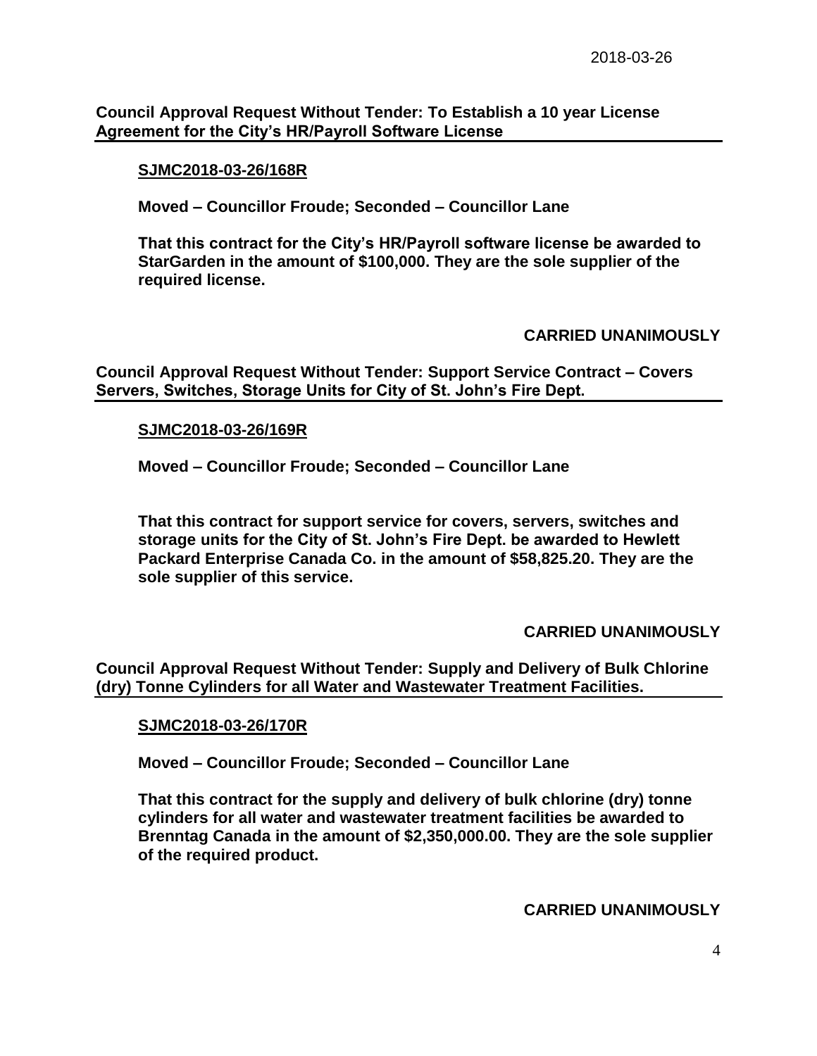## Council Approval Request Without Tender: To Establish a 10 year License Agreement for the City's HR/Payroll Software License

**SJMC2018-03-26/168R**

**Moved – Councillor Froude; Seconded – Councillor Lane**

**That this contract for the City's HR/Payroll software license be awarded to StarGarden in the amount of $100,000. They are the sole supplier of the required license.**

**CARRIED UNANIMOUSLY**

## Council Approval Request Without Tender: Support Service Contract – Covers Servers, Switches, Storage Units for City of St. John's Fire Dept.

**SJMC2018-03-26/169R**

**Moved – Councillor Froude; Seconded – Councillor Lane**

**That this contract for support service for covers, servers, switches and storage units for the City of St. John's Fire Dept. be awarded to Hewlett Packard Enterprise Canada Co. in the amount of $58,825.20. They are the sole supplier of this service.**

**CARRIED UNANIMOUSLY**

## Council Approval Request Without Tender: Supply and Delivery of Bulk Chlorine (dry) Tonne Cylinders for all Water and Wastewater Treatment Facilities.

**SJMC2018-03-26/170R**

**Moved – Councillor Froude; Seconded – Councillor Lane**

**That this contract for the supply and delivery of bulk chlorine (dry) tonne cylinders for all water and wastewater treatment facilities be awarded to Brenntag Canada in the amount of $2,350,000.00. They are the sole supplier of the required product.**

**CARRIED UNANIMOUSLY**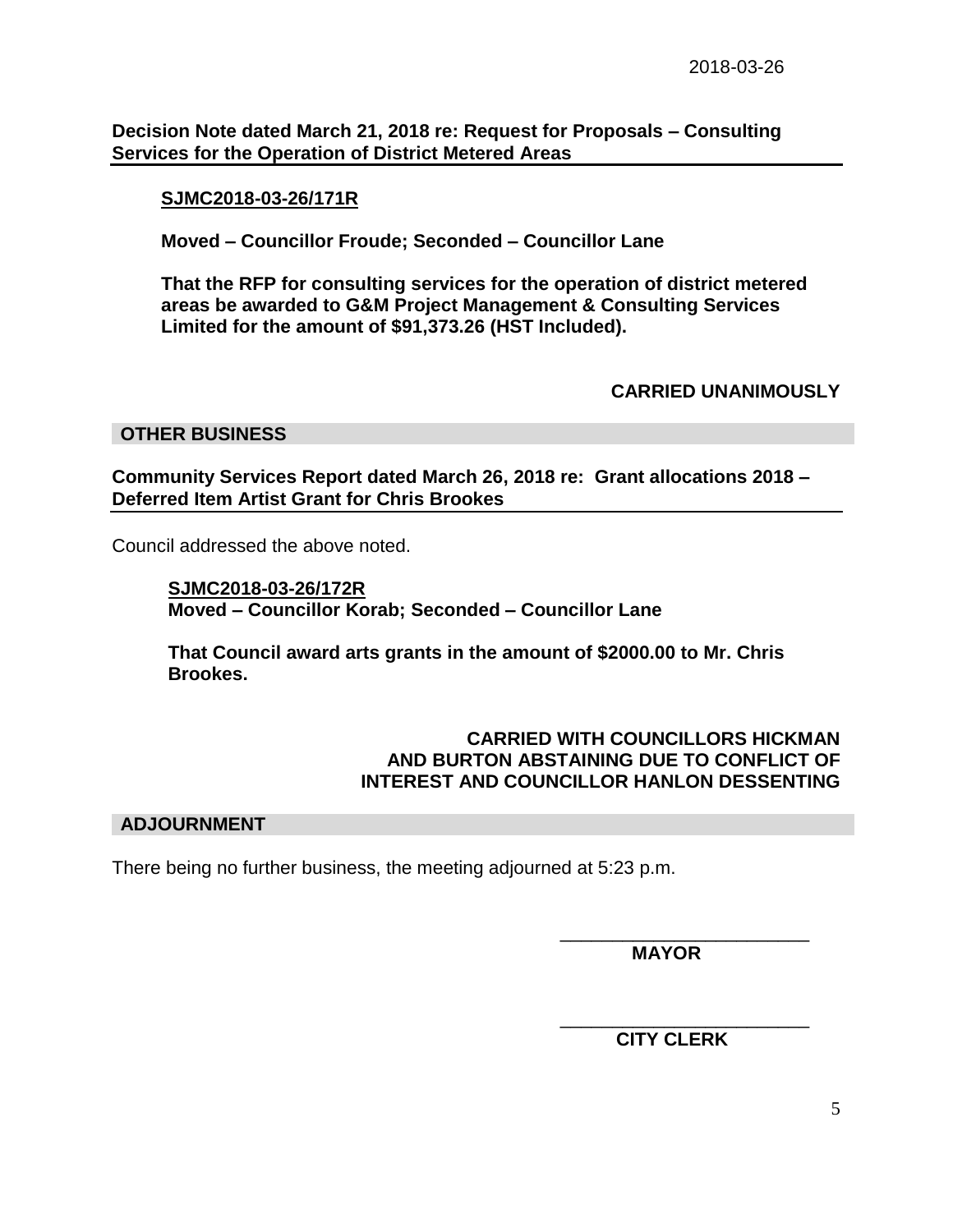**Decision Note dated March 21, 2018 re: Request for Proposals – Consulting Services for the Operation of District Metered Areas**

**SJMC2018-03-26/171R**

**Moved – Councillor Froude; Seconded – Councillor Lane**

**That the RFP for consulting services for the operation of district metered areas be awarded to G&M Project Management & Consulting Services Limited for the amount of $91,373.26 (HST Included).**

**CARRIED UNANIMOUSLY**

## OTHER BUSINESS

**Community Services Report dated March 26, 2018 re: Grant allocations 2018 – Deferred Item Artist Grant for Chris Brookes**

Council addressed the above noted.

**SJMC2018-03-26/172R**
**Moved – Councillor Korab; Seconded – Councillor Lane**

**That Council award arts grants in the amount of $2000.00 to Mr. Chris Brookes.**

**CARRIED WITH COUNCILLORS HICKMAN AND BURTON ABSTAINING DUE TO CONFLICT OF INTEREST AND COUNCILLOR HANLON DESSENTING**

## ADJOURNMENT

There being no further business, the meeting adjourned at 5:23 p.m.

\_\_\_\_\_\_\_\_\_\_\_\_\_\_\_\_\_\_\_\_\_\_\_\_
**MAYOR**

\_\_\_\_\_\_\_\_\_\_\_\_\_\_\_\_\_\_\_\_\_\_\_\_
**CITY CLERK**